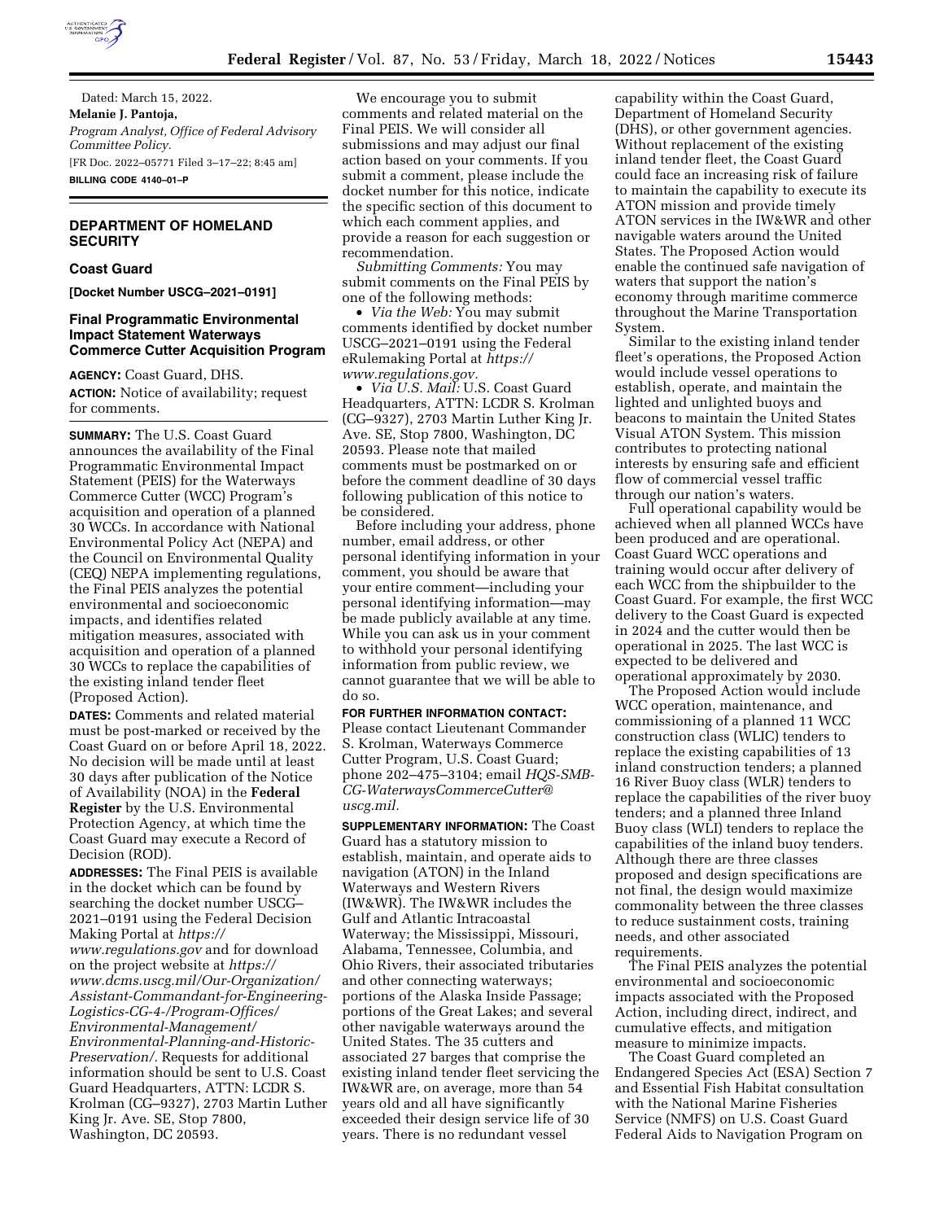Dated: March 15, 2022.

**Melanie J. Pantoja,**

*Program Analyst, Office of Federal Advisory Committee Policy.*

[FR Doc. 2022–05771 Filed 3–17–22; 8:45 am]

**BILLING CODE 4140–01–P**

## DEPARTMENT OF HOMELAND SECURITY

### Coast Guard

**[Docket Number USCG–2021–0191]**

### Final Programmatic Environmental Impact Statement Waterways Commerce Cutter Acquisition Program

**AGENCY:** Coast Guard, DHS.

**ACTION:** Notice of availability; request for comments.

**SUMMARY:** The U.S. Coast Guard announces the availability of the Final Programmatic Environmental Impact Statement (PEIS) for the Waterways Commerce Cutter (WCC) Program's acquisition and operation of a planned 30 WCCs. In accordance with National Environmental Policy Act (NEPA) and the Council on Environmental Quality (CEQ) NEPA implementing regulations, the Final PEIS analyzes the potential environmental and socioeconomic impacts, and identifies related mitigation measures, associated with acquisition and operation of a planned 30 WCCs to replace the capabilities of the existing inland tender fleet (Proposed Action).

**DATES:** Comments and related material must be post-marked or received by the Coast Guard on or before April 18, 2022. No decision will be made until at least 30 days after publication of the Notice of Availability (NOA) in the **Federal Register** by the U.S. Environmental Protection Agency, at which time the Coast Guard may execute a Record of Decision (ROD).

**ADDRESSES:** The Final PEIS is available in the docket which can be found by searching the docket number USCG–2021–0191 using the Federal Decision Making Portal at *https://www.regulations.gov* and for download on the project website at *https://www.dcms.uscg.mil/Our-Organization/Assistant-Commandant-for-Engineering-Logistics-CG-4-/Program-Offices/Environmental-Management/Environmental-Planning-and-Historic-Preservation/.* Requests for additional information should be sent to U.S. Coast Guard Headquarters, ATTN: LCDR S. Krolman (CG–9327), 2703 Martin Luther King Jr. Ave. SE, Stop 7800, Washington, DC 20593.

We encourage you to submit comments and related material on the Final PEIS. We will consider all submissions and may adjust our final action based on your comments. If you submit a comment, please include the docket number for this notice, indicate the specific section of this document to which each comment applies, and provide a reason for each suggestion or recommendation.

*Submitting Comments:* You may submit comments on the Final PEIS by one of the following methods:

- *Via the Web:* You may submit comments identified by docket number USCG–2021–0191 using the Federal eRulemaking Portal at *https://www.regulations.gov.*
- *Via U.S. Mail:* U.S. Coast Guard Headquarters, ATTN: LCDR S. Krolman (CG–9327), 2703 Martin Luther King Jr. Ave. SE, Stop 7800, Washington, DC 20593. Please note that mailed comments must be postmarked on or before the comment deadline of 30 days following publication of this notice to be considered.

Before including your address, phone number, email address, or other personal identifying information in your comment, you should be aware that your entire comment—including your personal identifying information—may be made publicly available at any time. While you can ask us in your comment to withhold your personal identifying information from public review, we cannot guarantee that we will be able to do so.

**FOR FURTHER INFORMATION CONTACT:** Please contact Lieutenant Commander S. Krolman, Waterways Commerce Cutter Program, U.S. Coast Guard; phone 202–475–3104; email *HQS-SMB-CG-WaterwaysCommerceCutter@uscg.mil.*

**SUPPLEMENTARY INFORMATION:** The Coast Guard has a statutory mission to establish, maintain, and operate aids to navigation (ATON) in the Inland Waterways and Western Rivers (IW&WR). The IW&WR includes the Gulf and Atlantic Intracoastal Waterway; the Mississippi, Missouri, Alabama, Tennessee, Columbia, and Ohio Rivers, their associated tributaries and other connecting waterways; portions of the Alaska Inside Passage; portions of the Great Lakes; and several other navigable waterways around the United States. The 35 cutters and associated 27 barges that comprise the existing inland tender fleet servicing the IW&WR are, on average, more than 54 years old and all have significantly exceeded their design service life of 30 years. There is no redundant vessel capability within the Coast Guard, Department of Homeland Security (DHS), or other government agencies. Without replacement of the existing inland tender fleet, the Coast Guard could face an increasing risk of failure to maintain the capability to execute its ATON mission and provide timely ATON services in the IW&WR and other navigable waters around the United States. The Proposed Action would enable the continued safe navigation of waters that support the nation's economy through maritime commerce throughout the Marine Transportation System.

Similar to the existing inland tender fleet's operations, the Proposed Action would include vessel operations to establish, operate, and maintain the lighted and unlighted buoys and beacons to maintain the United States Visual ATON System. This mission contributes to protecting national interests by ensuring safe and efficient flow of commercial vessel traffic through our nation's waters.

Full operational capability would be achieved when all planned WCCs have been produced and are operational. Coast Guard WCC operations and training would occur after delivery of each WCC from the shipbuilder to the Coast Guard. For example, the first WCC delivery to the Coast Guard is expected in 2024 and the cutter would then be operational in 2025. The last WCC is expected to be delivered and operational approximately by 2030.

The Proposed Action would include WCC operation, maintenance, and commissioning of a planned 11 WCC construction class (WLIC) tenders to replace the existing capabilities of 13 inland construction tenders; a planned 16 River Buoy class (WLR) tenders to replace the capabilities of the river buoy tenders; and a planned three Inland Buoy class (WLI) tenders to replace the capabilities of the inland buoy tenders. Although there are three classes proposed and design specifications are not final, the design would maximize commonality between the three classes to reduce sustainment costs, training needs, and other associated requirements.

The Final PEIS analyzes the potential environmental and socioeconomic impacts associated with the Proposed Action, including direct, indirect, and cumulative effects, and mitigation measure to minimize impacts.

The Coast Guard completed an Endangered Species Act (ESA) Section 7 and Essential Fish Habitat consultation with the National Marine Fisheries Service (NMFS) on U.S. Coast Guard Federal Aids to Navigation Program on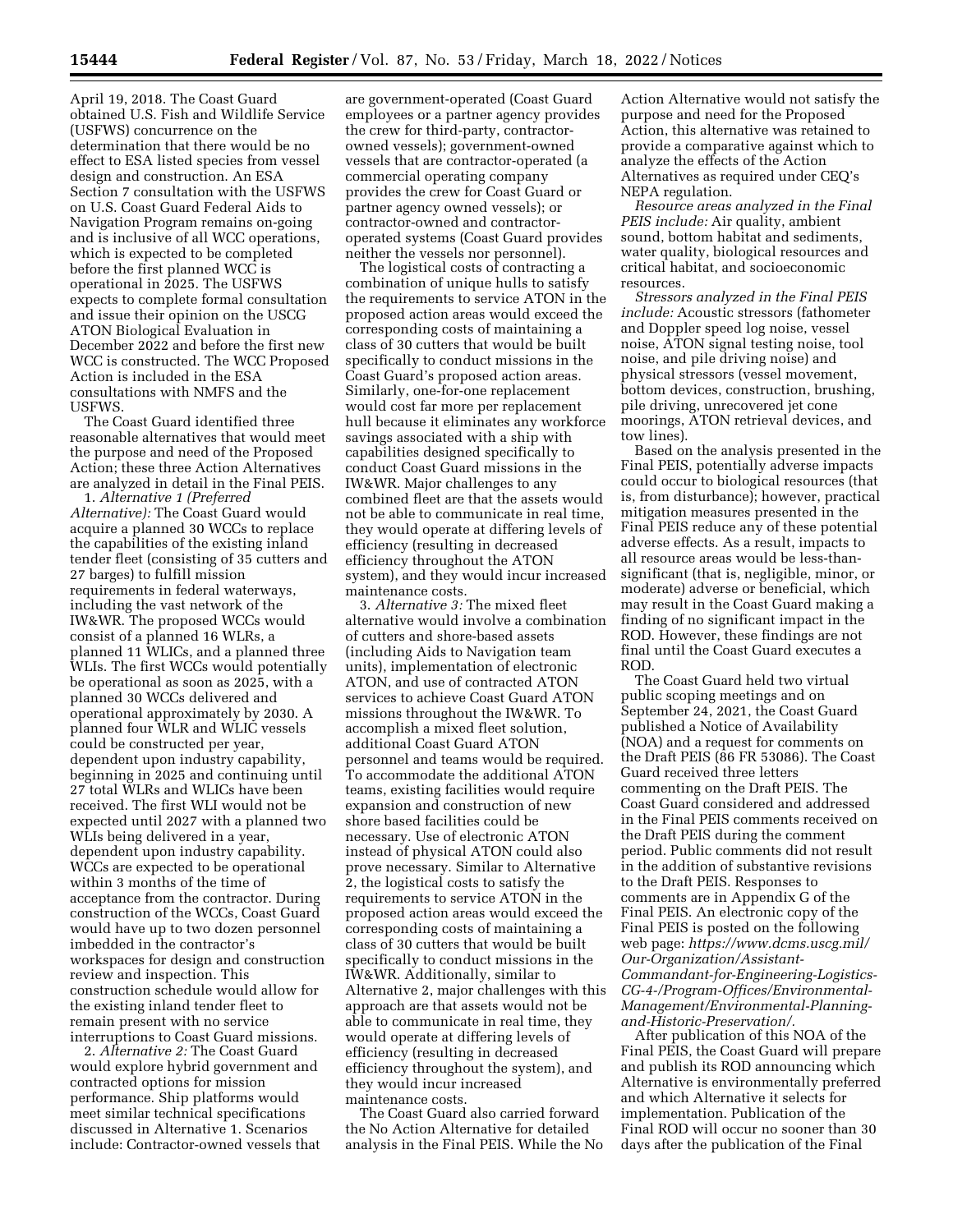April 19, 2018. The Coast Guard obtained U.S. Fish and Wildlife Service (USFWS) concurrence on the determination that there would be no effect to ESA listed species from vessel design and construction. An ESA Section 7 consultation with the USFWS on U.S. Coast Guard Federal Aids to Navigation Program remains on-going and is inclusive of all WCC operations, which is expected to be completed before the first planned WCC is operational in 2025. The USFWS expects to complete formal consultation and issue their opinion on the USCG ATON Biological Evaluation in December 2022 and before the first new WCC is constructed. The WCC Proposed Action is included in the ESA consultations with NMFS and the USFWS.

The Coast Guard identified three reasonable alternatives that would meet the purpose and need of the Proposed Action; these three Action Alternatives are analyzed in detail in the Final PEIS.

1. *Alternative 1 (Preferred Alternative):* The Coast Guard would acquire a planned 30 WCCs to replace the capabilities of the existing inland tender fleet (consisting of 35 cutters and 27 barges) to fulfill mission requirements in federal waterways, including the vast network of the IW&WR. The proposed WCCs would consist of a planned 16 WLRs, a planned 11 WLICs, and a planned three WLIs. The first WCCs would potentially be operational as soon as 2025, with a planned 30 WCCs delivered and operational approximately by 2030. A planned four WLR and WLIC vessels could be constructed per year, dependent upon industry capability, beginning in 2025 and continuing until 27 total WLRs and WLICs have been received. The first WLI would not be expected until 2027 with a planned two WLIs being delivered in a year, dependent upon industry capability. WCCs are expected to be operational within 3 months of the time of acceptance from the contractor. During construction of the WCCs, Coast Guard would have up to two dozen personnel imbedded in the contractor's workspaces for design and construction review and inspection. This construction schedule would allow for the existing inland tender fleet to remain present with no service interruptions to Coast Guard missions.

2. *Alternative 2:* The Coast Guard would explore hybrid government and contracted options for mission performance. Ship platforms would meet similar technical specifications discussed in Alternative 1. Scenarios include: Contractor-owned vessels that are government-operated (Coast Guard employees or a partner agency provides the crew for third-party, contractor-owned vessels); government-owned vessels that are contractor-operated (a commercial operating company provides the crew for Coast Guard or partner agency owned vessels); or contractor-owned and contractor-operated systems (Coast Guard provides neither the vessels nor personnel).

The logistical costs of contracting a combination of unique hulls to satisfy the requirements to service ATON in the proposed action areas would exceed the corresponding costs of maintaining a class of 30 cutters that would be built specifically to conduct missions in the Coast Guard's proposed action areas. Similarly, one-for-one replacement would cost far more per replacement hull because it eliminates any workforce savings associated with a ship with capabilities designed specifically to conduct Coast Guard missions in the IW&WR. Major challenges to any combined fleet are that the assets would not be able to communicate in real time, they would operate at differing levels of efficiency (resulting in decreased efficiency throughout the ATON system), and they would incur increased maintenance costs.

3. *Alternative 3:* The mixed fleet alternative would involve a combination of cutters and shore-based assets (including Aids to Navigation team units), implementation of electronic ATON, and use of contracted ATON services to achieve Coast Guard ATON missions throughout the IW&WR. To accomplish a mixed fleet solution, additional Coast Guard ATON personnel and teams would be required. To accommodate the additional ATON teams, existing facilities would require expansion and construction of new shore based facilities could be necessary. Use of electronic ATON instead of physical ATON could also prove necessary. Similar to Alternative 2, the logistical costs to satisfy the requirements to service ATON in the proposed action areas would exceed the corresponding costs of maintaining a class of 30 cutters that would be built specifically to conduct missions in the IW&WR. Additionally, similar to Alternative 2, major challenges with this approach are that assets would not be able to communicate in real time, they would operate at differing levels of efficiency (resulting in decreased efficiency throughout the system), and they would incur increased maintenance costs.

The Coast Guard also carried forward the No Action Alternative for detailed analysis in the Final PEIS. While the No Action Alternative would not satisfy the purpose and need for the Proposed Action, this alternative was retained to provide a comparative against which to analyze the effects of the Action Alternatives as required under CEQ's NEPA regulation.

*Resource areas analyzed in the Final PEIS include:* Air quality, ambient sound, bottom habitat and sediments, water quality, biological resources and critical habitat, and socioeconomic resources.

*Stressors analyzed in the Final PEIS include:* Acoustic stressors (fathometer and Doppler speed log noise, vessel noise, ATON signal testing noise, tool noise, and pile driving noise) and physical stressors (vessel movement, bottom devices, construction, brushing, pile driving, unrecovered jet cone moorings, ATON retrieval devices, and tow lines).

Based on the analysis presented in the Final PEIS, potentially adverse impacts could occur to biological resources (that is, from disturbance); however, practical mitigation measures presented in the Final PEIS reduce any of these potential adverse effects. As a result, impacts to all resource areas would be less-than-significant (that is, negligible, minor, or moderate) adverse or beneficial, which may result in the Coast Guard making a finding of no significant impact in the ROD. However, these findings are not final until the Coast Guard executes a ROD.

The Coast Guard held two virtual public scoping meetings and on September 24, 2021, the Coast Guard published a Notice of Availability (NOA) and a request for comments on the Draft PEIS (86 FR 53086). The Coast Guard received three letters commenting on the Draft PEIS. The Coast Guard considered and addressed in the Final PEIS comments received on the Draft PEIS during the comment period. Public comments did not result in the addition of substantive revisions to the Draft PEIS. Responses to comments are in Appendix G of the Final PEIS. An electronic copy of the Final PEIS is posted on the following web page: *https://www.dcms.uscg.mil/Our-Organization/Assistant-Commandant-for-Engineering-Logistics-CG-4-/Program-Offices/Environmental-Management/Environmental-Planning-and-Historic-Preservation/.*

After publication of this NOA of the Final PEIS, the Coast Guard will prepare and publish its ROD announcing which Alternative is environmentally preferred and which Alternative it selects for implementation. Publication of the Final ROD will occur no sooner than 30 days after the publication of the Final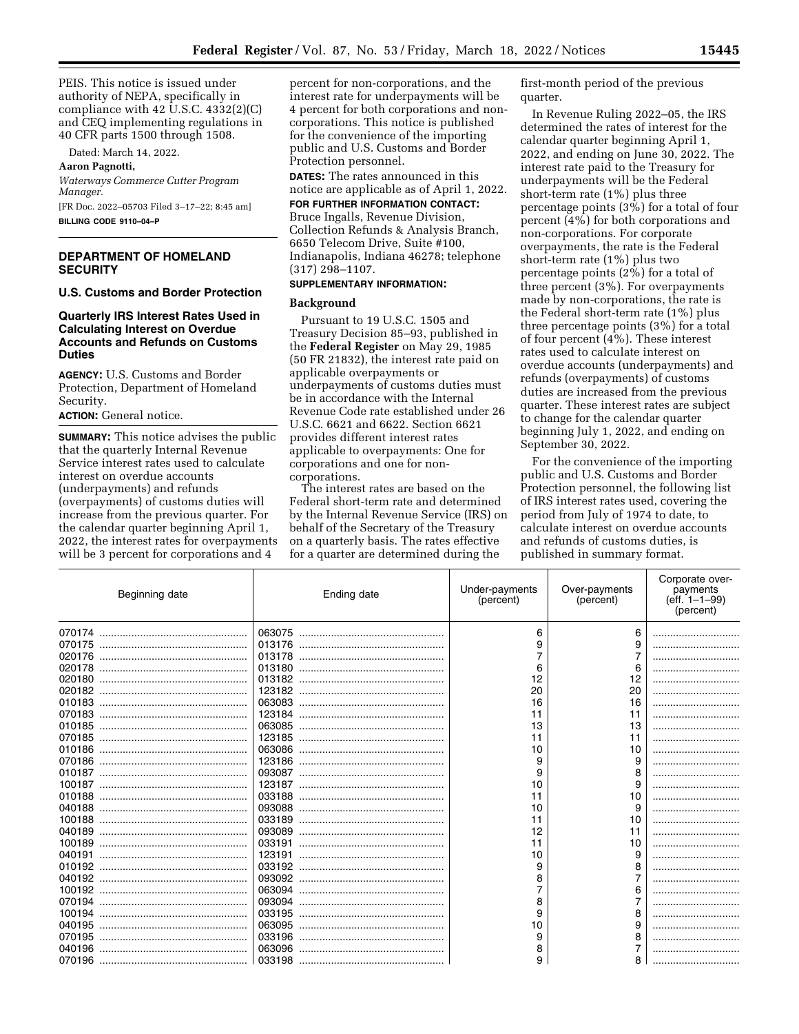PEIS. This notice is issued under authority of NEPA, specifically in compliance with 42 U.S.C. 4332(2)(C) and CEQ implementing regulations in 40 CFR parts 1500 through 1508.

Dated: March 14, 2022.

**Aaron Pagnotti,**

*Waterways Commerce Cutter Program Manager.*

[FR Doc. 2022–05703 Filed 3–17–22; 8:45 am]

**BILLING CODE 9110–04–P**

## DEPARTMENT OF HOMELAND SECURITY

### U.S. Customs and Border Protection

### Quarterly IRS Interest Rates Used in Calculating Interest on Overdue Accounts and Refunds on Customs Duties

**AGENCY:** U.S. Customs and Border Protection, Department of Homeland Security.

**ACTION:** General notice.

**SUMMARY:** This notice advises the public that the quarterly Internal Revenue Service interest rates used to calculate interest on overdue accounts (underpayments) and refunds (overpayments) of customs duties will increase from the previous quarter. For the calendar quarter beginning April 1, 2022, the interest rates for overpayments will be 3 percent for corporations and 4 percent for non-corporations, and the interest rate for underpayments will be 4 percent for both corporations and non-corporations. This notice is published for the convenience of the importing public and U.S. Customs and Border Protection personnel.

**DATES:** The rates announced in this notice are applicable as of April 1, 2022.

**FOR FURTHER INFORMATION CONTACT:** Bruce Ingalls, Revenue Division, Collection Refunds & Analysis Branch, 6650 Telecom Drive, Suite #100, Indianapolis, Indiana 46278; telephone (317) 298–1107.

**SUPPLEMENTARY INFORMATION:**

#### Background

Pursuant to 19 U.S.C. 1505 and Treasury Decision 85–93, published in the **Federal Register** on May 29, 1985 (50 FR 21832), the interest rate paid on applicable overpayments or underpayments of customs duties must be in accordance with the Internal Revenue Code rate established under 26 U.S.C. 6621 and 6622. Section 6621 provides different interest rates applicable to overpayments: One for corporations and one for non-corporations.

The interest rates are based on the Federal short-term rate and determined by the Internal Revenue Service (IRS) on behalf of the Secretary of the Treasury on a quarterly basis. The rates effective for a quarter are determined during the first-month period of the previous quarter.

In Revenue Ruling 2022–05, the IRS determined the rates of interest for the calendar quarter beginning April 1, 2022, and ending on June 30, 2022. The interest rate paid to the Treasury for underpayments will be the Federal short-term rate (1%) plus three percentage points (3%) for a total of four percent (4%) for both corporations and non-corporations. For corporate overpayments, the rate is the Federal short-term rate (1%) plus two percentage points (2%) for a total of three percent (3%). For overpayments made by non-corporations, the rate is the Federal short-term rate (1%) plus three percentage points (3%) for a total of four percent (4%). These interest rates used to calculate interest on overdue accounts (underpayments) and refunds (overpayments) of customs duties are increased from the previous quarter. These interest rates are subject to change for the calendar quarter beginning July 1, 2022, and ending on September 30, 2022.

For the convenience of the importing public and U.S. Customs and Border Protection personnel, the following list of IRS interest rates used, covering the period from July of 1974 to date, to calculate interest on overdue accounts and refunds of customs duties, is published in summary format.

| Beginning date | Ending date | Under-payments (percent) | Over-payments (percent) | Corporate over-payments (eff. 1–1–99) (percent) |
|---|---|---|---|---|
| 070174 | 063075 | 6 | 6 | |
| 070175 | 013176 | 9 | 9 | |
| 020176 | 013178 | 7 | 7 | |
| 020178 | 013180 | 6 | 6 | |
| 020180 | 013182 | 12 | 12 | |
| 020182 | 123182 | 20 | 20 | |
| 010183 | 063083 | 16 | 16 | |
| 070183 | 123184 | 11 | 11 | |
| 010185 | 063085 | 13 | 13 | |
| 070185 | 123185 | 11 | 11 | |
| 010186 | 063086 | 10 | 10 | |
| 070186 | 123186 | 9 | 9 | |
| 010187 | 093087 | 9 | 8 | |
| 100187 | 123187 | 10 | 9 | |
| 010188 | 033188 | 11 | 10 | |
| 040188 | 093088 | 10 | 9 | |
| 100188 | 033189 | 11 | 10 | |
| 040189 | 093089 | 12 | 11 | |
| 100189 | 033191 | 11 | 10 | |
| 040191 | 123191 | 10 | 9 | |
| 010192 | 033192 | 9 | 8 | |
| 040192 | 093092 | 8 | 7 | |
| 100192 | 063094 | 7 | 6 | |
| 070194 | 093094 | 8 | 7 | |
| 100194 | 033195 | 9 | 8 | |
| 040195 | 063095 | 10 | 9 | |
| 070195 | 033196 | 9 | 8 | |
| 040196 | 063096 | 8 | 7 | |
| 070196 | 033198 | 9 | 8 | |